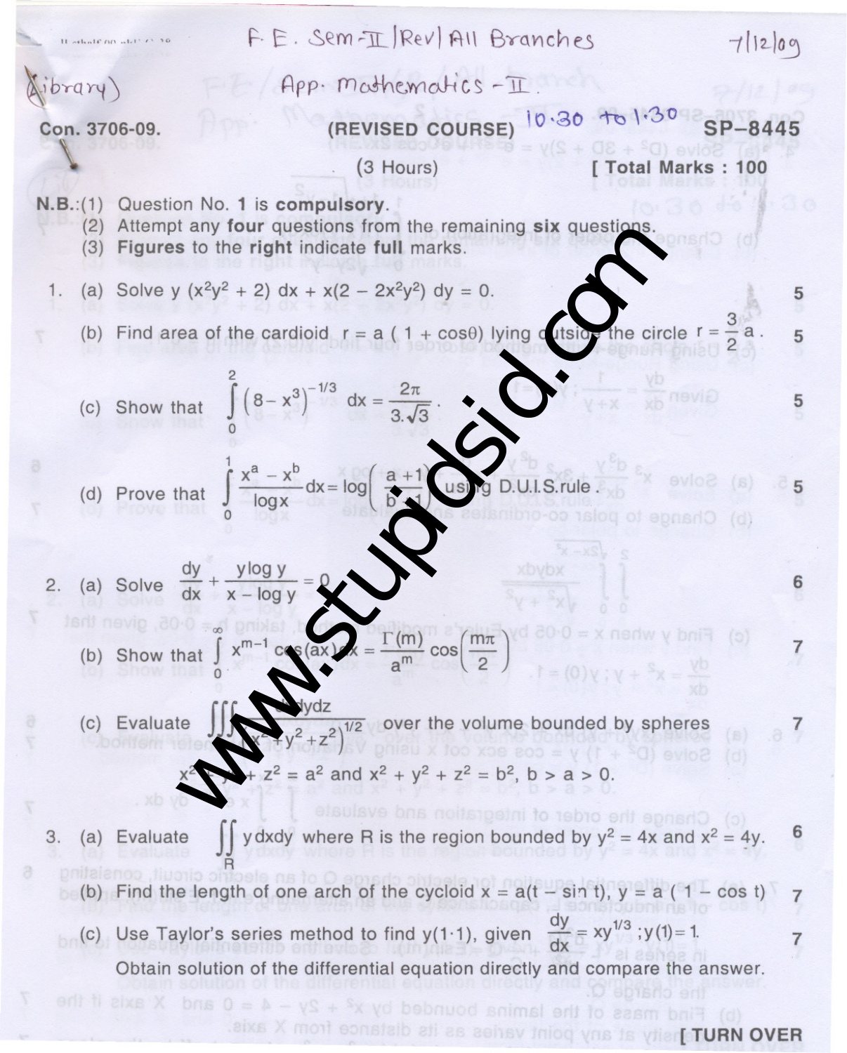F.E. Sem-II | Rev | All Branches — 7/12/09

(Library) App. Mathematics - II.

**Con. 3706-09.** **(REVISED COURSE)** 10.30 to 1.30 **SP-8445**

(3 Hours) **[ Total Marks : 100**

**N.B.:** (1) Question No. **1** is **compulsory**.
(2) Attempt any **four** questions from the remaining **six** questions.
(3) **Figures** to the **right** indicate **full** marks.

1. (a) Solve $y(x^2y^2 + 2)\,dx + x(2 - 2x^2y^2)\,dy = 0$. **5**

   (b) Find area of the cardioid $r = a(1 + \cos\theta)$ lying outside the circle $r = \frac{3}{2}a$. **5**

   (c) Show that $\displaystyle\int_0^2 \left(8 - x^3\right)^{-1/3} dx = \frac{2\pi}{3.\sqrt{3}}$. **5**

   (d) Prove that $\displaystyle\int_0^1 \frac{x^a - x^b}{\log x}\,dx = \log\left(\frac{a+1}{b+1}\right)$ using D.U.I.S.rule. **5**

2. (a) Solve $\displaystyle\frac{dy}{dx} + \frac{y\log y}{x - \log y} = 0$ **6**

   (b) Show that $\displaystyle\int_0^\infty x^{m-1}\cos(ax)\,dx = \frac{\Gamma(m)}{a^m}\cos\left(\frac{m\pi}{2}\right)$ **7**

   (c) Evaluate $\displaystyle\iiint \frac{dxdydz}{\left(x^2+y^2+z^2\right)^{1/2}}$ over the volume bounded by spheres $x^2 + y^2 + z^2 = a^2$ and $x^2 + y^2 + z^2 = b^2$, $b > a > 0$. **7**

3. (a) Evaluate $\displaystyle\iint_R y\,dxdy$ where R is the region bounded by $y^2 = 4x$ and $x^2 = 4y$. **6**

   (b) Find the length of one arch of the cycloid $x = a(t - \sin t)$, $y = a(1 - \cos t)$ **7**

   (c) Use Taylor's series method to find $y(1{\cdot}1)$, given $\displaystyle\frac{dy}{dx} = xy^{1/3}$ ; $y(1) = 1$. **7**
   Obtain solution of the differential equation directly and compare the answer.

**[ TURN OVER**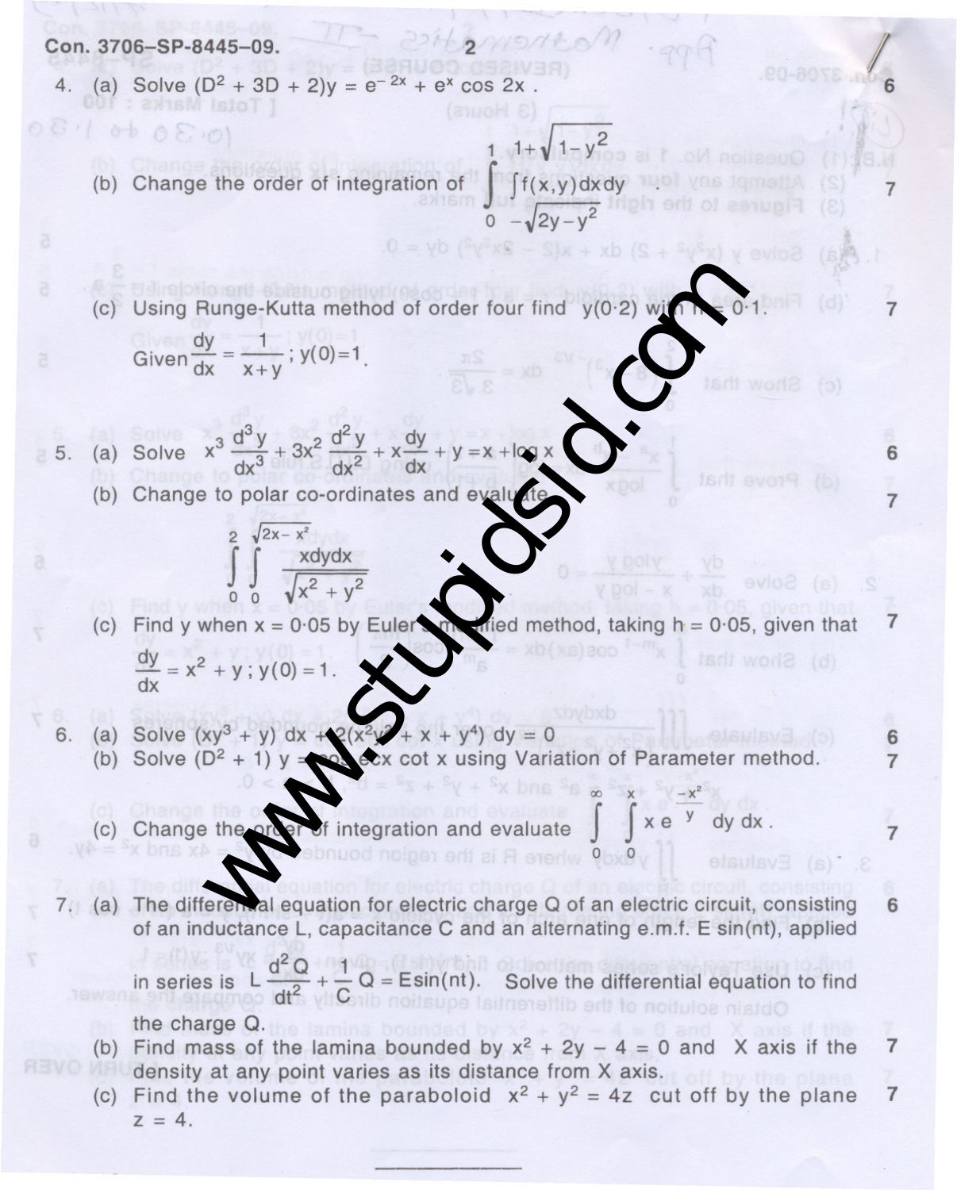Con. 3706–SP-8445–09.

4. (a) Solve $(D^2 + 3D + 2)y = e^{-2x} + e^x \cos 2x$ . **6**

(b) Change the order of integration of $\int_0^1 \int_{-\sqrt{2y-y^2}}^{1+\sqrt{1-y^2}} f(x,y)\,dx\,dy$ . **7**

(c) Using Runge-Kutta method of order four find $y(0{\cdot}2)$ with $h = 0{\cdot}1$. **7**

Given $\frac{dy}{dx} = \frac{1}{x+y}$ ; $y(0)=1$.

5. (a) Solve $x^3 \frac{d^3y}{dx^3} + 3x^2 \frac{d^2y}{dx^2} + x\frac{dy}{dx} + y = x + \log x$ **6**

(b) Change to polar co-ordinates and evaluate **7**

$$\int_0^2 \int_0^{\sqrt{2x-x^2}} \frac{x\,dy\,dx}{\sqrt{x^2+y^2}}$$

(c) Find y when $x = 0{\cdot}05$ by Euler's modified method, taking $h = 0{\cdot}05$, given that $\frac{dy}{dx} = x^2 + y$ ; $y(0) = 1$. **7**

6. (a) Solve $(xy^3 + y)\,dx + 2(x^2y^2 + x + y^4)\,dy = 0$ **6**

(b) Solve $(D^2 + 1)\,y = \operatorname{cosec} x \cot x$ using Variation of Parameter method. **7**

(c) Change the order of integration and evaluate $\int_0^{\infty} \int_0^{x} x\,e^{\frac{-x^2}{y}}\,dy\,dx$ . **7**

7. (a) The differential equation for electric charge Q of an electric circuit, consisting of an inductance L, capacitance C and an alternating e.m.f. E sin(nt), applied in series is $L\frac{d^2Q}{dt^2} + \frac{1}{C}Q = E\sin(nt)$. Solve the differential equation to find the charge Q. **6**

(b) Find mass of the lamina bounded by $x^2 + 2y - 4 = 0$ and X axis if the density at any point varies as its distance from X axis. **7**

(c) Find the volume of the paraboloid $x^2 + y^2 = 4z$ cut off by the plane $z = 4$. **7**